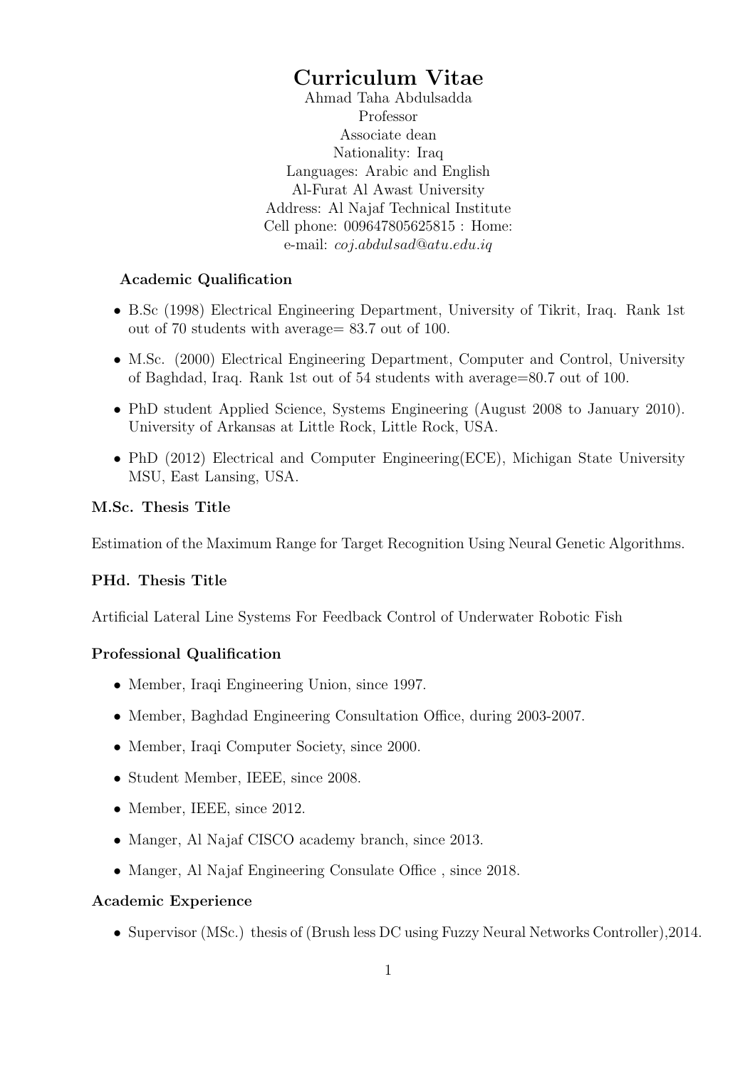# Curriculum Vitae

Ahmad Taha Abdulsadda
Professor
Associate dean
Nationality: Iraq
Languages: Arabic and English
Al-Furat Al Awast University
Address: Al Najaf Technical Institute
Cell phone: 009647805625815 : Home:
e-mail: *coj.abdulsad@atu.edu.iq*

### Academic Qualification

- B.Sc (1998) Electrical Engineering Department, University of Tikrit, Iraq. Rank 1st out of 70 students with average= 83.7 out of 100.
- M.Sc. (2000) Electrical Engineering Department, Computer and Control, University of Baghdad, Iraq. Rank 1st out of 54 students with average=80.7 out of 100.
- PhD student Applied Science, Systems Engineering (August 2008 to January 2010). University of Arkansas at Little Rock, Little Rock, USA.
- PhD (2012) Electrical and Computer Engineering(ECE), Michigan State University MSU, East Lansing, USA.

### M.Sc. Thesis Title

Estimation of the Maximum Range for Target Recognition Using Neural Genetic Algorithms.

### PHd. Thesis Title

Artificial Lateral Line Systems For Feedback Control of Underwater Robotic Fish

### Professional Qualification

- Member, Iraqi Engineering Union, since 1997.
- Member, Baghdad Engineering Consultation Office, during 2003-2007.
- Member, Iraqi Computer Society, since 2000.
- Student Member, IEEE, since 2008.
- Member, IEEE, since 2012.
- Manger, Al Najaf CISCO academy branch, since 2013.
- Manger, Al Najaf Engineering Consulate Office , since 2018.

### Academic Experience

- Supervisor (MSc.) thesis of (Brush less DC using Fuzzy Neural Networks Controller),2014.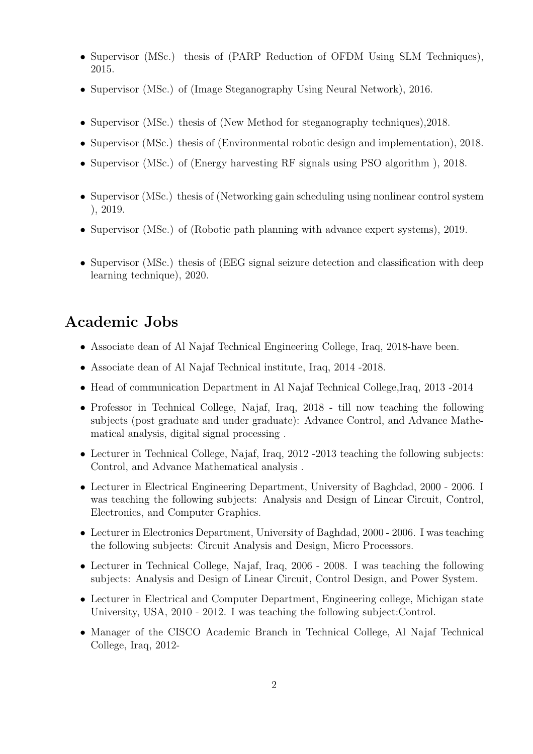- Supervisor (MSc.) thesis of (PARP Reduction of OFDM Using SLM Techniques), 2015.
- Supervisor (MSc.) of (Image Steganography Using Neural Network), 2016.
- Supervisor (MSc.) thesis of (New Method for steganography techniques),2018.
- Supervisor (MSc.) thesis of (Environmental robotic design and implementation), 2018.
- Supervisor (MSc.) of (Energy harvesting RF signals using PSO algorithm ), 2018.
- Supervisor (MSc.) thesis of (Networking gain scheduling using nonlinear control system ), 2019.
- Supervisor (MSc.) of (Robotic path planning with advance expert systems), 2019.
- Supervisor (MSc.) thesis of (EEG signal seizure detection and classification with deep learning technique), 2020.

## Academic Jobs

- Associate dean of Al Najaf Technical Engineering College, Iraq, 2018-have been.
- Associate dean of Al Najaf Technical institute, Iraq, 2014 -2018.
- Head of communication Department in Al Najaf Technical College,Iraq, 2013 -2014
- Professor in Technical College, Najaf, Iraq, 2018 - till now teaching the following subjects (post graduate and under graduate): Advance Control, and Advance Mathematical analysis, digital signal processing .
- Lecturer in Technical College, Najaf, Iraq, 2012 -2013 teaching the following subjects: Control, and Advance Mathematical analysis .
- Lecturer in Electrical Engineering Department, University of Baghdad, 2000 - 2006. I was teaching the following subjects: Analysis and Design of Linear Circuit, Control, Electronics, and Computer Graphics.
- Lecturer in Electronics Department, University of Baghdad, 2000 - 2006. I was teaching the following subjects: Circuit Analysis and Design, Micro Processors.
- Lecturer in Technical College, Najaf, Iraq, 2006 - 2008. I was teaching the following subjects: Analysis and Design of Linear Circuit, Control Design, and Power System.
- Lecturer in Electrical and Computer Department, Engineering college, Michigan state University, USA, 2010 - 2012. I was teaching the following subject:Control.
- Manager of the CISCO Academic Branch in Technical College, Al Najaf Technical College, Iraq, 2012-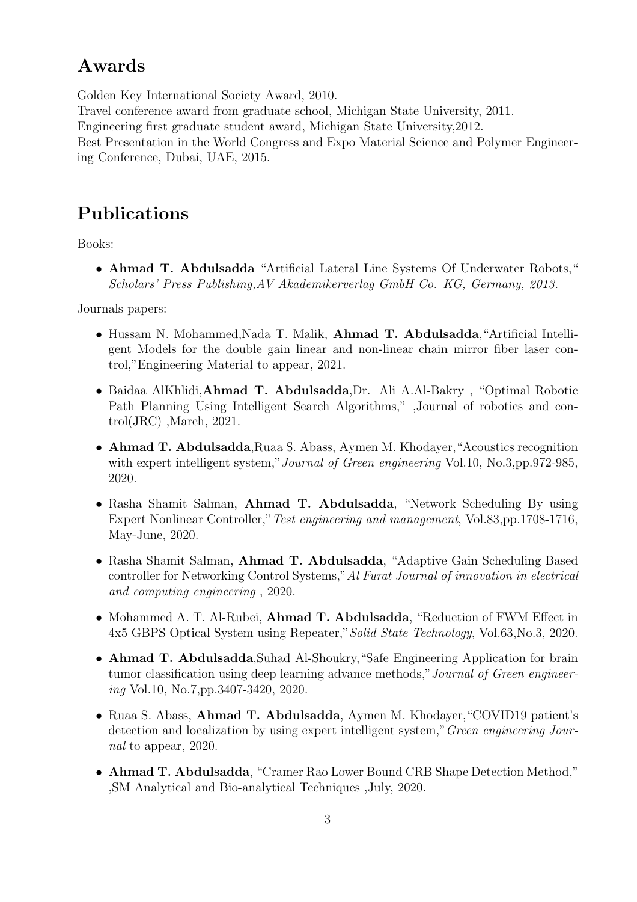## Awards

Golden Key International Society Award, 2010.
Travel conference award from graduate school, Michigan State University, 2011.
Engineering first graduate student award, Michigan State University,2012.
Best Presentation in the World Congress and Expo Material Science and Polymer Engineering Conference, Dubai, UAE, 2015.

## Publications

Books:

- **Ahmad T. Abdulsadda** "Artificial Lateral Line Systems Of Underwater Robots," *Scholars' Press Publishing,AV Akademikerverlag GmbH Co. KG, Germany, 2013.*

Journals papers:

- Hussam N. Mohammed,Nada T. Malik, **Ahmad T. Abdulsadda**,"Artificial Intelligent Models for the double gain linear and non-linear chain mirror fiber laser control,"Engineering Material to appear, 2021.
- Baidaa AlKhlidi,**Ahmad T. Abdulsadda**,Dr. Ali A.Al-Bakry , "Optimal Robotic Path Planning Using Intelligent Search Algorithms," ,Journal of robotics and control(JRC) ,March, 2021.
- **Ahmad T. Abdulsadda**,Ruaa S. Abass, Aymen M. Khodayer,"Acoustics recognition with expert intelligent system,"*Journal of Green engineering* Vol.10, No.3,pp.972-985, 2020.
- Rasha Shamit Salman, **Ahmad T. Abdulsadda**, "Network Scheduling By using Expert Nonlinear Controller," *Test engineering and management*, Vol.83,pp.1708-1716, May-June, 2020.
- Rasha Shamit Salman, **Ahmad T. Abdulsadda**, "Adaptive Gain Scheduling Based controller for Networking Control Systems,"*Al Furat Journal of innovation in electrical and computing engineering* , 2020.
- Mohammed A. T. Al-Rubei, **Ahmad T. Abdulsadda**, "Reduction of FWM Effect in 4x5 GBPS Optical System using Repeater,"*Solid State Technology*, Vol.63,No.3, 2020.
- **Ahmad T. Abdulsadda**,Suhad Al-Shoukry,"Safe Engineering Application for brain tumor classification using deep learning advance methods,"*Journal of Green engineering* Vol.10, No.7,pp.3407-3420, 2020.
- Ruaa S. Abass, **Ahmad T. Abdulsadda**, Aymen M. Khodayer,"COVID19 patient's detection and localization by using expert intelligent system,"*Green engineering Journal* to appear, 2020.
- **Ahmad T. Abdulsadda**, "Cramer Rao Lower Bound CRB Shape Detection Method," ,SM Analytical and Bio-analytical Techniques ,July, 2020.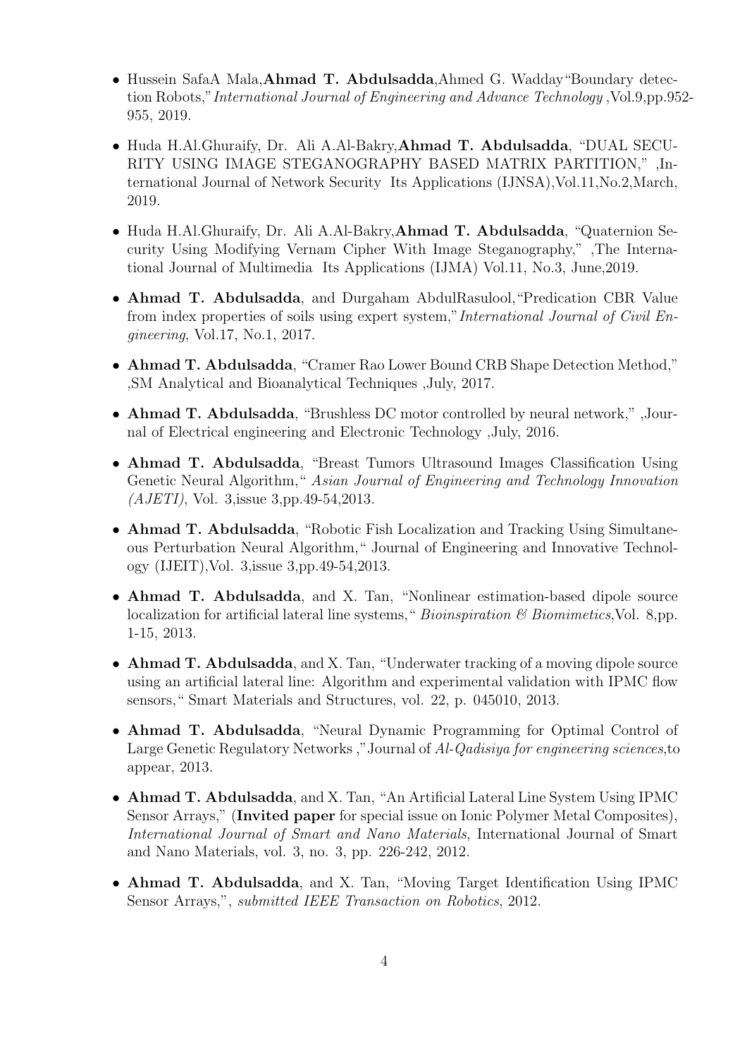- Hussein SafaA Mala,**Ahmad T. Abdulsadda**,Ahmed G. Wadday"Boundary detection Robots,"*International Journal of Engineering and Advance Technology* ,Vol.9,pp.952-955, 2019.

- Huda H.Al.Ghuraify, Dr. Ali A.Al-Bakry,**Ahmad T. Abdulsadda**, "DUAL SECURITY USING IMAGE STEGANOGRAPHY BASED MATRIX PARTITION," ,International Journal of Network Security Its Applications (IJNSA),Vol.11,No.2,March, 2019.

- Huda H.Al.Ghuraify, Dr. Ali A.Al-Bakry,**Ahmad T. Abdulsadda**, "Quaternion Security Using Modifying Vernam Cipher With Image Steganography," ,The International Journal of Multimedia Its Applications (IJMA) Vol.11, No.3, June,2019.

- **Ahmad T. Abdulsadda**, and Durgaham AbdulRasulool,"Predication CBR Value from index properties of soils using expert system,"*International Journal of Civil Engineering*, Vol.17, No.1, 2017.

- **Ahmad T. Abdulsadda**, "Cramer Rao Lower Bound CRB Shape Detection Method," ,SM Analytical and Bioanalytical Techniques ,July, 2017.

- **Ahmad T. Abdulsadda**, "Brushless DC motor controlled by neural network," ,Journal of Electrical engineering and Electronic Technology ,July, 2016.

- **Ahmad T. Abdulsadda**, "Breast Tumors Ultrasound Images Classification Using Genetic Neural Algorithm," *Asian Journal of Engineering and Technology Innovation (AJETI)*, Vol. 3,issue 3,pp.49-54,2013.

- **Ahmad T. Abdulsadda**, "Robotic Fish Localization and Tracking Using Simultaneous Perturbation Neural Algorithm," Journal of Engineering and Innovative Technology (IJEIT),Vol. 3,issue 3,pp.49-54,2013.

- **Ahmad T. Abdulsadda**, and X. Tan, "Nonlinear estimation-based dipole source localization for artificial lateral line systems," *Bioinspiration & Biomimetics*,Vol. 8,pp. 1-15, 2013.

- **Ahmad T. Abdulsadda**, and X. Tan, "Underwater tracking of a moving dipole source using an artificial lateral line: Algorithm and experimental validation with IPMC flow sensors," Smart Materials and Structures, vol. 22, p. 045010, 2013.

- **Ahmad T. Abdulsadda**, "Neural Dynamic Programming for Optimal Control of Large Genetic Regulatory Networks ,"Journal of *Al-Qadisiya for engineering sciences*,to appear, 2013.

- **Ahmad T. Abdulsadda**, and X. Tan, "An Artificial Lateral Line System Using IPMC Sensor Arrays," (**Invited paper** for special issue on Ionic Polymer Metal Composites), *International Journal of Smart and Nano Materials*, International Journal of Smart and Nano Materials, vol. 3, no. 3, pp. 226-242, 2012.

- **Ahmad T. Abdulsadda**, and X. Tan, "Moving Target Identification Using IPMC Sensor Arrays,", *submitted IEEE Transaction on Robotics*, 2012.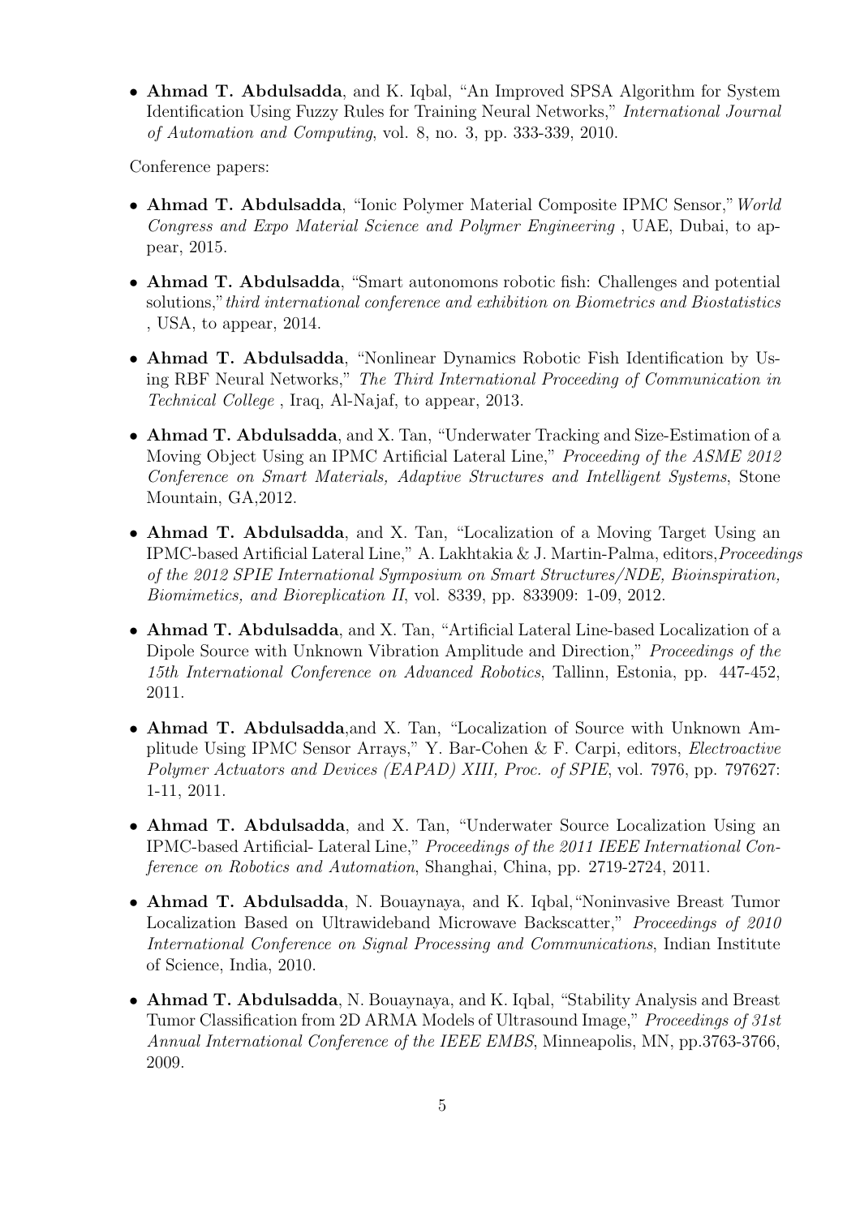- **Ahmad T. Abdulsadda**, and K. Iqbal, "An Improved SPSA Algorithm for System Identification Using Fuzzy Rules for Training Neural Networks," *International Journal of Automation and Computing*, vol. 8, no. 3, pp. 333-339, 2010.

Conference papers:

- **Ahmad T. Abdulsadda**, "Ionic Polymer Material Composite IPMC Sensor," *World Congress and Expo Material Science and Polymer Engineering* , UAE, Dubai, to appear, 2015.
- **Ahmad T. Abdulsadda**, "Smart autonomons robotic fish: Challenges and potential solutions," *third international conference and exhibition on Biometrics and Biostatistics* , USA, to appear, 2014.
- **Ahmad T. Abdulsadda**, "Nonlinear Dynamics Robotic Fish Identification by Using RBF Neural Networks," *The Third International Proceeding of Communication in Technical College* , Iraq, Al-Najaf, to appear, 2013.
- **Ahmad T. Abdulsadda**, and X. Tan, "Underwater Tracking and Size-Estimation of a Moving Object Using an IPMC Artificial Lateral Line," *Proceeding of the ASME 2012 Conference on Smart Materials, Adaptive Structures and Intelligent Systems*, Stone Mountain, GA,2012.
- **Ahmad T. Abdulsadda**, and X. Tan, "Localization of a Moving Target Using an IPMC-based Artificial Lateral Line," A. Lakhtakia & J. Martin-Palma, editors,*Proceedings of the 2012 SPIE International Symposium on Smart Structures/NDE, Bioinspiration, Biomimetics, and Bioreplication II*, vol. 8339, pp. 833909: 1-09, 2012.
- **Ahmad T. Abdulsadda**, and X. Tan, "Artificial Lateral Line-based Localization of a Dipole Source with Unknown Vibration Amplitude and Direction," *Proceedings of the 15th International Conference on Advanced Robotics*, Tallinn, Estonia, pp. 447-452, 2011.
- **Ahmad T. Abdulsadda**,and X. Tan, "Localization of Source with Unknown Amplitude Using IPMC Sensor Arrays," Y. Bar-Cohen & F. Carpi, editors, *Electroactive Polymer Actuators and Devices (EAPAD) XIII, Proc. of SPIE*, vol. 7976, pp. 797627: 1-11, 2011.
- **Ahmad T. Abdulsadda**, and X. Tan, "Underwater Source Localization Using an IPMC-based Artificial- Lateral Line," *Proceedings of the 2011 IEEE International Conference on Robotics and Automation*, Shanghai, China, pp. 2719-2724, 2011.
- **Ahmad T. Abdulsadda**, N. Bouaynaya, and K. Iqbal,"Noninvasive Breast Tumor Localization Based on Ultrawideband Microwave Backscatter," *Proceedings of 2010 International Conference on Signal Processing and Communications*, Indian Institute of Science, India, 2010.
- **Ahmad T. Abdulsadda**, N. Bouaynaya, and K. Iqbal, "Stability Analysis and Breast Tumor Classification from 2D ARMA Models of Ultrasound Image," *Proceedings of 31st Annual International Conference of the IEEE EMBS*, Minneapolis, MN, pp.3763-3766, 2009.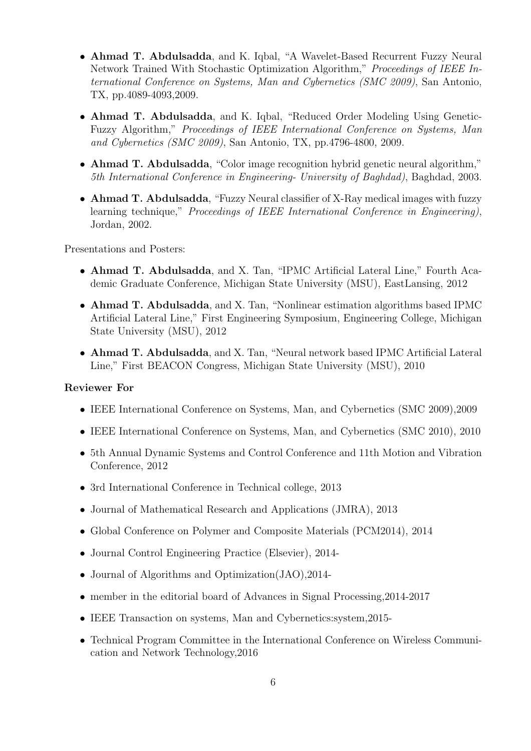- **Ahmad T. Abdulsadda**, and K. Iqbal, "A Wavelet-Based Recurrent Fuzzy Neural Network Trained With Stochastic Optimization Algorithm," *Proceedings of IEEE International Conference on Systems, Man and Cybernetics (SMC 2009)*, San Antonio, TX, pp.4089-4093,2009.

- **Ahmad T. Abdulsadda**, and K. Iqbal, "Reduced Order Modeling Using Genetic-Fuzzy Algorithm," *Proceedings of IEEE International Conference on Systems, Man and Cybernetics (SMC 2009)*, San Antonio, TX, pp.4796-4800, 2009.

- **Ahmad T. Abdulsadda**, "Color image recognition hybrid genetic neural algorithm," *5th International Conference in Engineering- University of Baghdad)*, Baghdad, 2003.

- **Ahmad T. Abdulsadda**, "Fuzzy Neural classifier of X-Ray medical images with fuzzy learning technique," *Proceedings of IEEE International Conference in Engineering)*, Jordan, 2002.

Presentations and Posters:

- **Ahmad T. Abdulsadda**, and X. Tan, "IPMC Artificial Lateral Line," Fourth Academic Graduate Conference, Michigan State University (MSU), EastLansing, 2012

- **Ahmad T. Abdulsadda**, and X. Tan, "Nonlinear estimation algorithms based IPMC Artificial Lateral Line," First Engineering Symposium, Engineering College, Michigan State University (MSU), 2012

- **Ahmad T. Abdulsadda**, and X. Tan, "Neural network based IPMC Artificial Lateral Line," First BEACON Congress, Michigan State University (MSU), 2010

**Reviewer For**

- IEEE International Conference on Systems, Man, and Cybernetics (SMC 2009),2009
- IEEE International Conference on Systems, Man, and Cybernetics (SMC 2010), 2010
- 5th Annual Dynamic Systems and Control Conference and 11th Motion and Vibration Conference, 2012
- 3rd International Conference in Technical college, 2013
- Journal of Mathematical Research and Applications (JMRA), 2013
- Global Conference on Polymer and Composite Materials (PCM2014), 2014
- Journal Control Engineering Practice (Elsevier), 2014-
- Journal of Algorithms and Optimization(JAO),2014-
- member in the editorial board of Advances in Signal Processing,2014-2017
- IEEE Transaction on systems, Man and Cybernetics:system,2015-
- Technical Program Committee in the International Conference on Wireless Communication and Network Technology,2016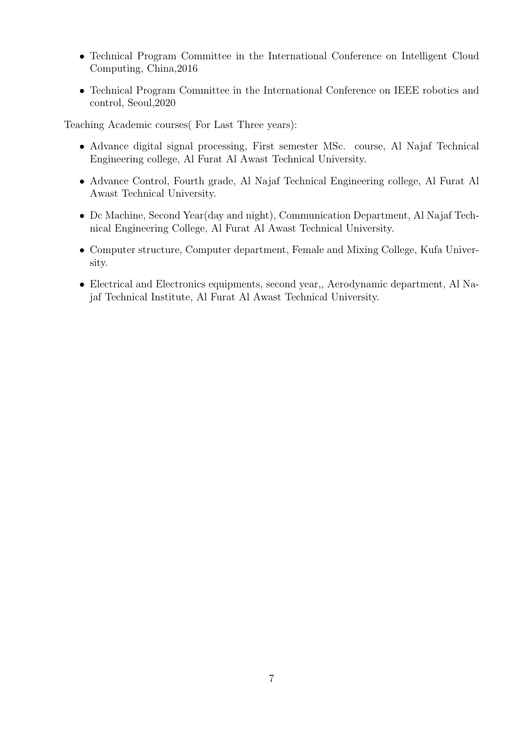- Technical Program Committee in the International Conference on Intelligent Cloud Computing, China,2016
- Technical Program Committee in the International Conference on IEEE robotics and control, Seoul,2020

Teaching Academic courses( For Last Three years):

- Advance digital signal processing, First semester MSc. course, Al Najaf Technical Engineering college, Al Furat Al Awast Technical University.
- Advance Control, Fourth grade, Al Najaf Technical Engineering college, Al Furat Al Awast Technical University.
- Dc Machine, Second Year(day and night), Communication Department, Al Najaf Technical Engineering College, Al Furat Al Awast Technical University.
- Computer structure, Computer department, Female and Mixing College, Kufa University.
- Electrical and Electronics equipments, second year,, Aerodynamic department, Al Najaf Technical Institute, Al Furat Al Awast Technical University.